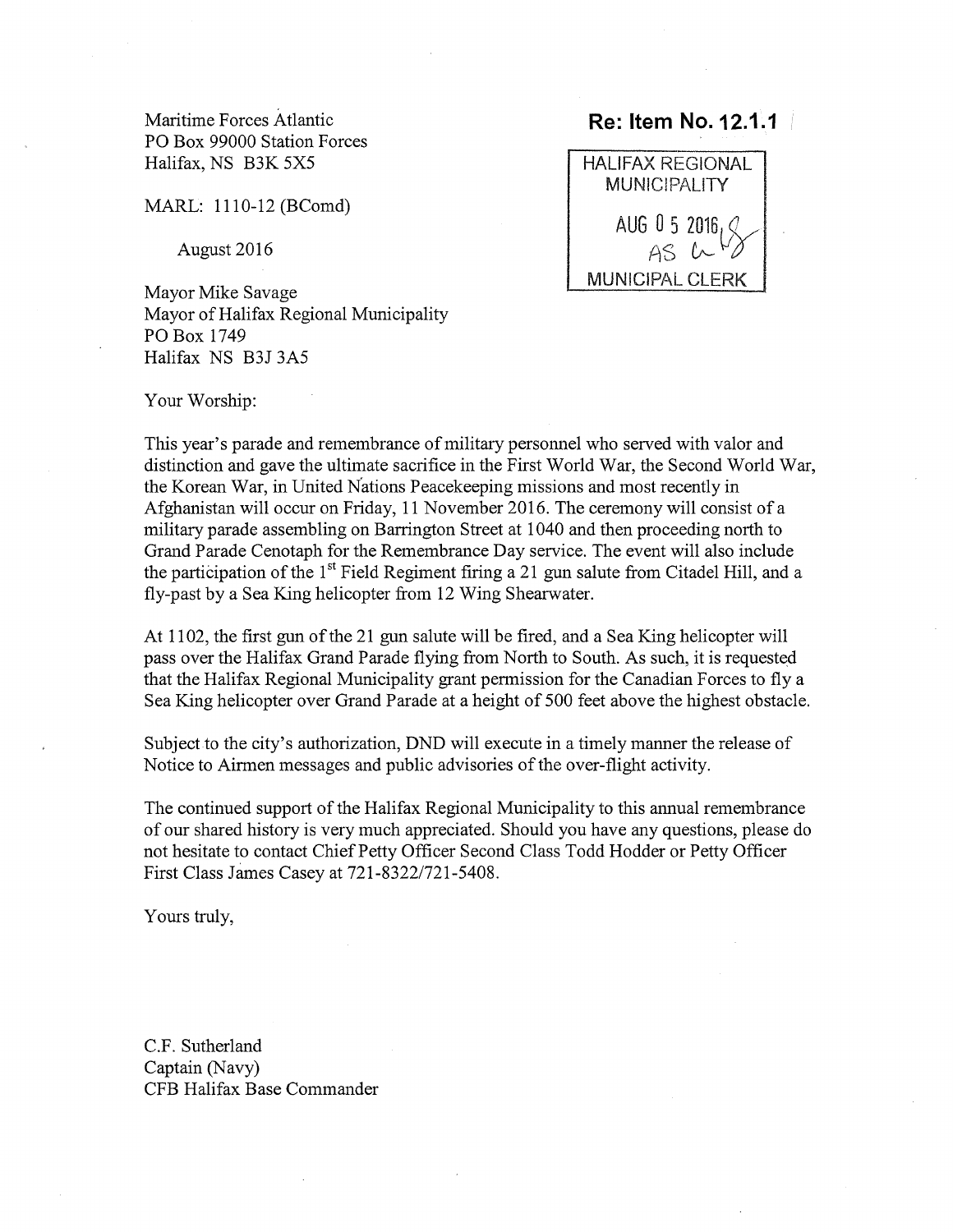Maritime Forces Atlantic
PO Box 99000 Station Forces
Halifax, NS B3K 5X5

**Re: Item No. 12.1.1**

HALIFAX REGIONAL MUNICIPALITY
AUG 0 5 2016
AS
MUNICIPAL CLERK

MARL: 1110-12 (BComd)

August 2016

Mayor Mike Savage
Mayor of Halifax Regional Municipality
PO Box 1749
Halifax NS B3J 3A5

Your Worship:

This year's parade and remembrance of military personnel who served with valor and distinction and gave the ultimate sacrifice in the First World War, the Second World War, the Korean War, in United Nations Peacekeeping missions and most recently in Afghanistan will occur on Friday, 11 November 2016. The ceremony will consist of a military parade assembling on Barrington Street at 1040 and then proceeding north to Grand Parade Cenotaph for the Remembrance Day service. The event will also include the participation of the 1st Field Regiment firing a 21 gun salute from Citadel Hill, and a fly-past by a Sea King helicopter from 12 Wing Shearwater.

At 1102, the first gun of the 21 gun salute will be fired, and a Sea King helicopter will pass over the Halifax Grand Parade flying from North to South. As such, it is requested that the Halifax Regional Municipality grant permission for the Canadian Forces to fly a Sea King helicopter over Grand Parade at a height of 500 feet above the highest obstacle.

Subject to the city's authorization, DND will execute in a timely manner the release of Notice to Airmen messages and public advisories of the over-flight activity.

The continued support of the Halifax Regional Municipality to this annual remembrance of our shared history is very much appreciated. Should you have any questions, please do not hesitate to contact Chief Petty Officer Second Class Todd Hodder or Petty Officer First Class James Casey at 721-8322/721-5408.

Yours truly,

C.F. Sutherland
Captain (Navy)
CFB Halifax Base Commander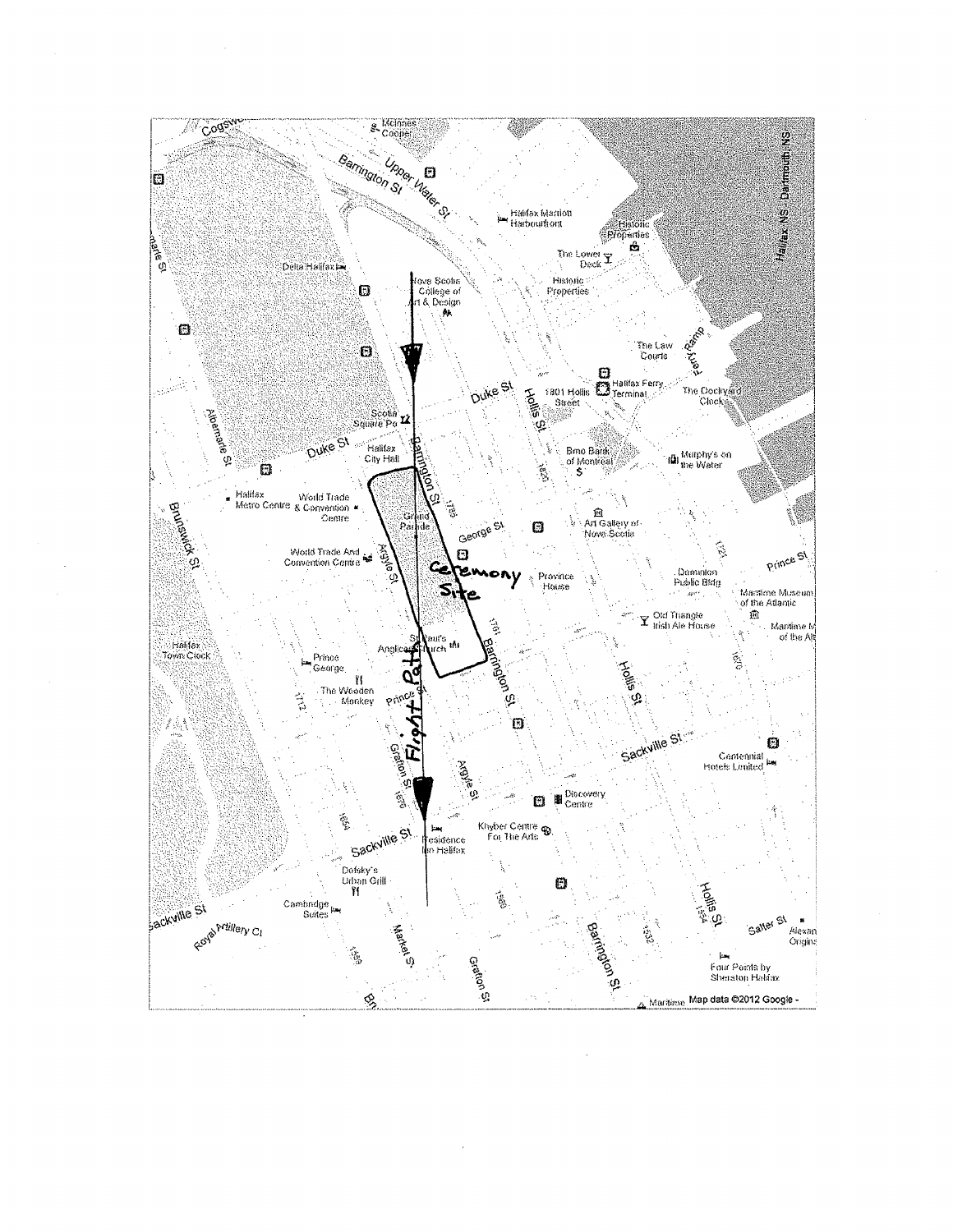Ceremony Site

Flight Path

Barrington St

Upper Water St

Cogswell

McInnes Cooper

Halifax Marriott Harbourfront

Historic Properties

The Lower Deck

Delta Halifax

Nova Scotia College of Art & Design

Historic Properties

The Law Courts

Ferry Ramp

Halifax, NS · Dartmouth, NS

Albemarle St

Duke St

Scotia Square Pa

Hollis St

1801 Hollis Street

Halifax Ferry Terminal

The Dockyard Clock

Halifax City Hall

Bmo Bank of Montreal

Murphy's on the Water

Brunswick St

Halifax Metro Centre

World Trade & Convention Centre

Grand Parade

George St

Art Gallery of Nova Scotia

World Trade And Convention Centre

Argyle St

Province House

Dominion Public Bldg

Prince St

Maritime Museum of the Atlantic

Old Triangle Irish Ale House

St Paul's Anglican Church

Halifax Town Clock

Prince George

The Wooden Monkey

Prince St

Grafton St

Sackville St

Centennial Hotels Limited

Discovery Centre

Khyber Centre For The Arts

Residence Inn Halifax

Dofsky's Urban Grill

Cambridge Suites

Royal Artillery Ct

Market St

Salter St

Four Points by Sheraton Halifax

Alexander Origin

Map data ©2012 Google -